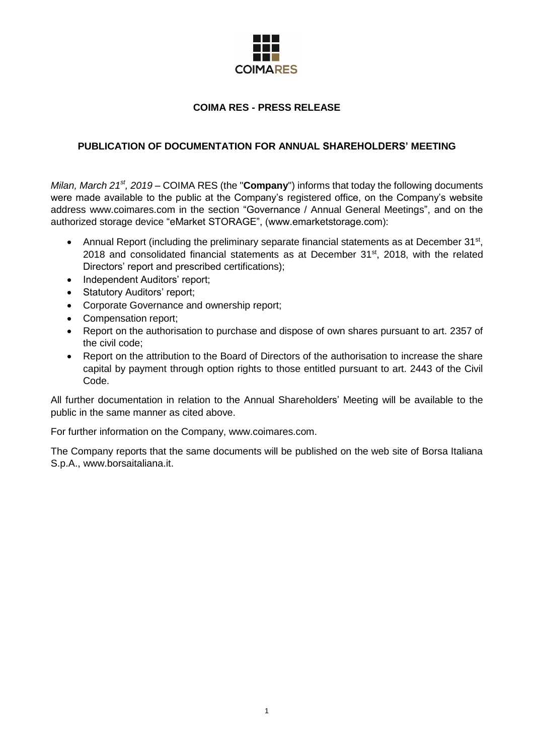COIMARES

**COIMA RES - PRESS RELEASE**

**PUBLICATION OF DOCUMENTATION FOR ANNUAL SHAREHOLDERS' MEETING**

*Milan, March 21st, 2019* – COIMA RES (the "**Company**") informs that today the following documents were made available to the public at the Company's registered office, on the Company's website address www.coimares.com in the section "Governance / Annual General Meetings", and on the authorized storage device "eMarket STORAGE", (www.emarketstorage.com):

- Annual Report (including the preliminary separate financial statements as at December 31st, 2018 and consolidated financial statements as at December 31st, 2018, with the related Directors' report and prescribed certifications);
- Independent Auditors' report;
- Statutory Auditors' report;
- Corporate Governance and ownership report;
- Compensation report;
- Report on the authorisation to purchase and dispose of own shares pursuant to art. 2357 of the civil code;
- Report on the attribution to the Board of Directors of the authorisation to increase the share capital by payment through option rights to those entitled pursuant to art. 2443 of the Civil Code.

All further documentation in relation to the Annual Shareholders' Meeting will be available to the public in the same manner as cited above.

For further information on the Company, www.coimares.com.

The Company reports that the same documents will be published on the web site of Borsa Italiana S.p.A., www.borsaitaliana.it.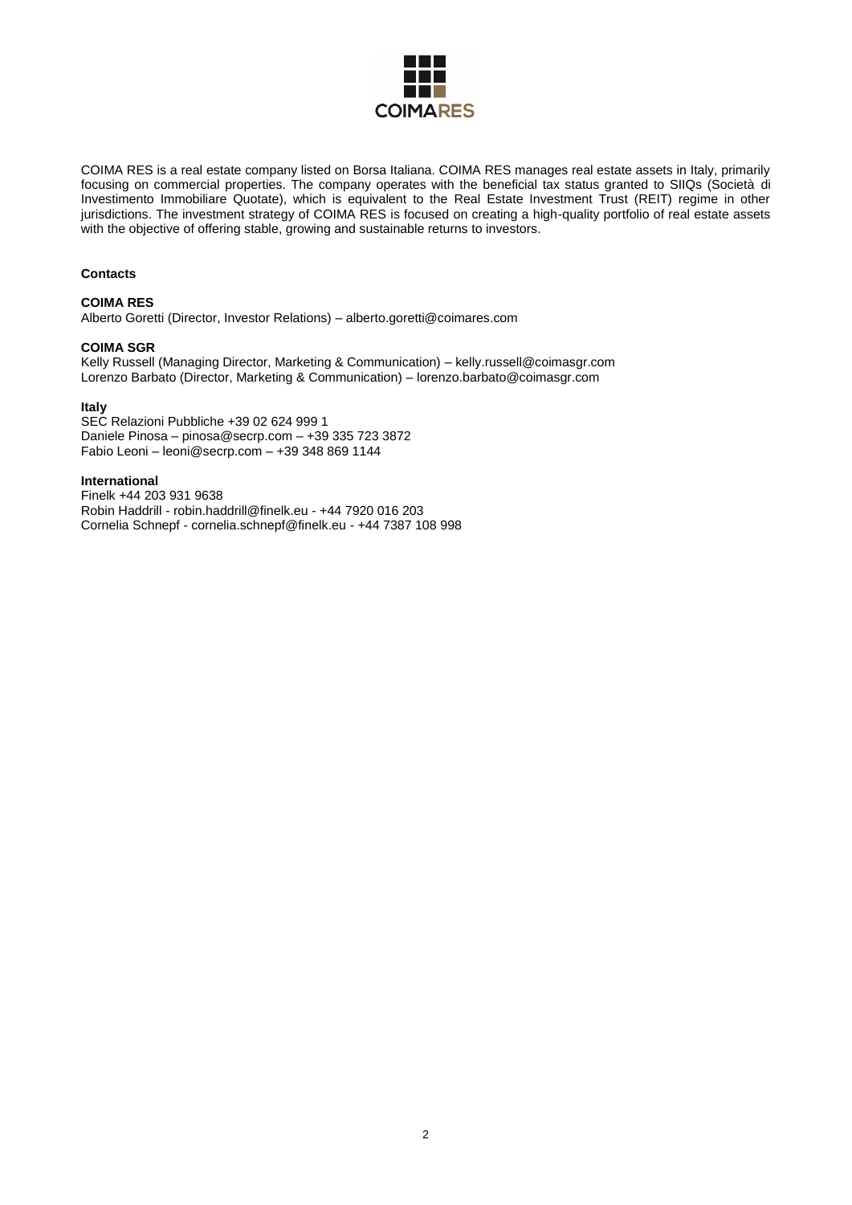COIMA RES is a real estate company listed on Borsa Italiana. COIMA RES manages real estate assets in Italy, primarily focusing on commercial properties. The company operates with the beneficial tax status granted to SIIQs (Società di Investimento Immobiliare Quotate), which is equivalent to the Real Estate Investment Trust (REIT) regime in other jurisdictions. The investment strategy of COIMA RES is focused on creating a high-quality portfolio of real estate assets with the objective of offering stable, growing and sustainable returns to investors.

**Contacts**

**COIMA RES**
Alberto Goretti (Director, Investor Relations) – alberto.goretti@coimares.com

**COIMA SGR**
Kelly Russell (Managing Director, Marketing & Communication) – kelly.russell@coimasgr.com
Lorenzo Barbato (Director, Marketing & Communication) – lorenzo.barbato@coimasgr.com

**Italy**
SEC Relazioni Pubbliche +39 02 624 999 1
Daniele Pinosa – pinosa@secrp.com – +39 335 723 3872
Fabio Leoni – leoni@secrp.com – +39 348 869 1144

**International**
Finelk +44 203 931 9638
Robin Haddrill - robin.haddrill@finelk.eu - +44 7920 016 203
Cornelia Schnepf - cornelia.schnepf@finelk.eu - +44 7387 108 998